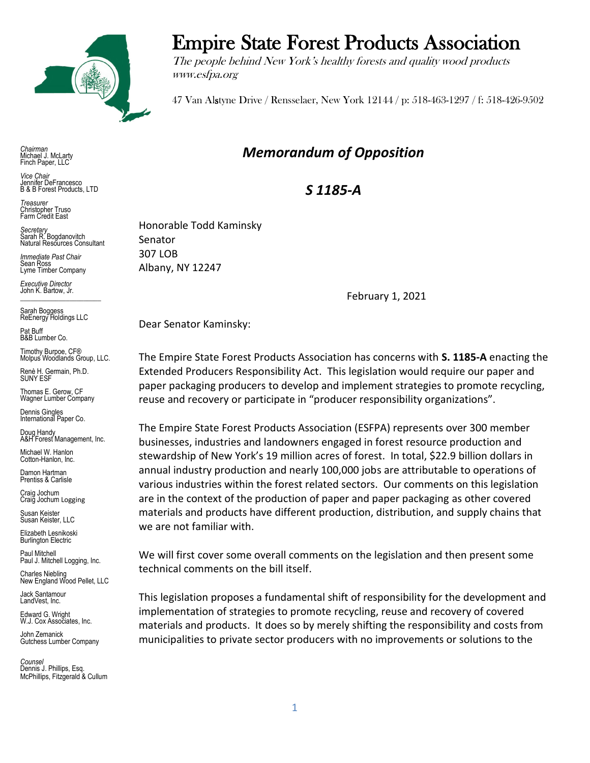# Empire State Forest Products Association

*The people behind New York's healthy forests and quality wood products*
*www.esfpa.org*

47 Van Alstyne Drive / Rensselaer, New York 12144 / p: 518-463-1297 / f: 518-426-9502

*Chairman*
Michael J. McLarty
Finch Paper, LLC

*Vice Chair*
Jennifer DeFrancesco
B & B Forest Products, LTD

*Treasurer*
Christopher Truso
Farm Credit East

*Secretary*
Sarah R. Bogdanovitch
Natural Resources Consultant

*Immediate Past Chair*
Sean Ross
Lyme Timber Company

*Executive Director*
John K. Bartow, Jr.

Sarah Boggess
ReEnergy Holdings LLC

Pat Buff
B&B Lumber Co.

Timothy Burpoe, CF®
Molpus Woodlands Group, LLC.

Renè H. Germain, Ph.D.
SUNY ESF

Thomas E. Gerow, CF
Wagner Lumber Company

Dennis Gingles
International Paper Co.

Doug Handy
A&H Forest Management, Inc.

Michael W. Hanlon
Cotton-Hanlon, Inc.

Damon Hartman
Prentiss & Carlisle

Craig Jochum
Craig Jochum Logging

Susan Keister
Susan Keister, LLC

Elizabeth Lesnikoski
Burlington Electric

Paul Mitchell
Paul J. Mitchell Logging, Inc.

Charles Niebling
New England Wood Pellet, LLC

Jack Santamour
LandVest, Inc.

Edward G. Wright
W.J. Cox Associates, Inc.

John Zemanick
Gutchess Lumber Company

*Counsel*
Dennis J. Phillips, Esq.
McPhillips, Fitzgerald & Cullum

## *Memorandum of Opposition*

## *S 1185-A*

Honorable Todd Kaminsky
Senator
307 LOB
Albany, NY 12247

February 1, 2021

Dear Senator Kaminsky:

The Empire State Forest Products Association has concerns with **S. 1185-A** enacting the Extended Producers Responsibility Act. This legislation would require our paper and paper packaging producers to develop and implement strategies to promote recycling, reuse and recovery or participate in "producer responsibility organizations".

The Empire State Forest Products Association (ESFPA) represents over 300 member businesses, industries and landowners engaged in forest resource production and stewardship of New York's 19 million acres of forest. In total, $22.9 billion dollars in annual industry production and nearly 100,000 jobs are attributable to operations of various industries within the forest related sectors. Our comments on this legislation are in the context of the production of paper and paper packaging as other covered materials and products have different production, distribution, and supply chains that we are not familiar with.

We will first cover some overall comments on the legislation and then present some technical comments on the bill itself.

This legislation proposes a fundamental shift of responsibility for the development and implementation of strategies to promote recycling, reuse and recovery of covered materials and products. It does so by merely shifting the responsibility and costs from municipalities to private sector producers with no improvements or solutions to the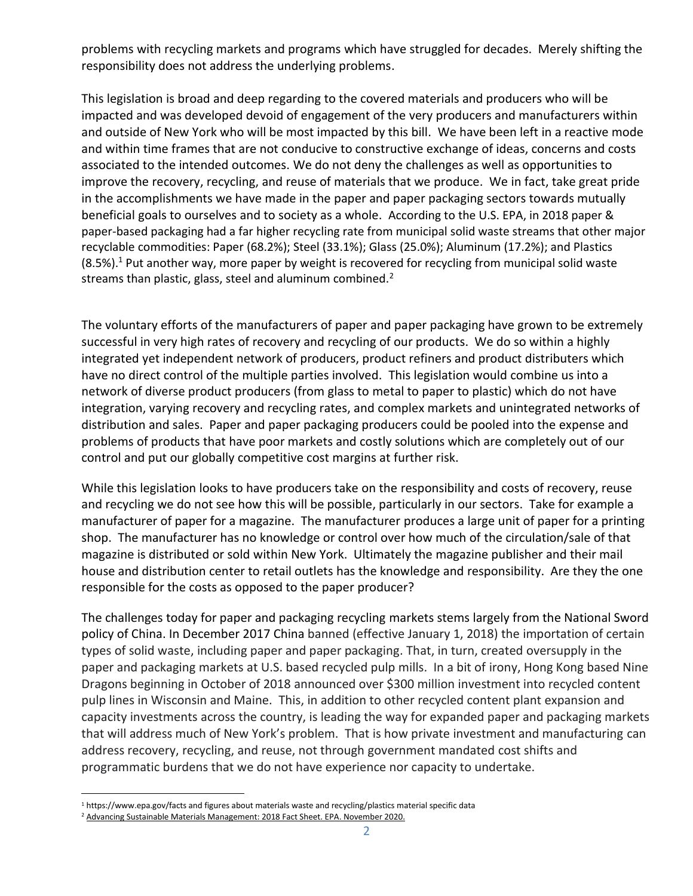problems with recycling markets and programs which have struggled for decades. Merely shifting the responsibility does not address the underlying problems.

This legislation is broad and deep regarding to the covered materials and producers who will be impacted and was developed devoid of engagement of the very producers and manufacturers within and outside of New York who will be most impacted by this bill. We have been left in a reactive mode and within time frames that are not conducive to constructive exchange of ideas, concerns and costs associated to the intended outcomes. We do not deny the challenges as well as opportunities to improve the recovery, recycling, and reuse of materials that we produce. We in fact, take great pride in the accomplishments we have made in the paper and paper packaging sectors towards mutually beneficial goals to ourselves and to society as a whole. According to the U.S. EPA, in 2018 paper & paper-based packaging had a far higher recycling rate from municipal solid waste streams that other major recyclable commodities: Paper (68.2%); Steel (33.1%); Glass (25.0%); Aluminum (17.2%); and Plastics (8.5%).[1] Put another way, more paper by weight is recovered for recycling from municipal solid waste streams than plastic, glass, steel and aluminum combined.[2]

The voluntary efforts of the manufacturers of paper and paper packaging have grown to be extremely successful in very high rates of recovery and recycling of our products. We do so within a highly integrated yet independent network of producers, product refiners and product distributers which have no direct control of the multiple parties involved. This legislation would combine us into a network of diverse product producers (from glass to metal to paper to plastic) which do not have integration, varying recovery and recycling rates, and complex markets and unintegrated networks of distribution and sales. Paper and paper packaging producers could be pooled into the expense and problems of products that have poor markets and costly solutions which are completely out of our control and put our globally competitive cost margins at further risk.

While this legislation looks to have producers take on the responsibility and costs of recovery, reuse and recycling we do not see how this will be possible, particularly in our sectors. Take for example a manufacturer of paper for a magazine. The manufacturer produces a large unit of paper for a printing shop. The manufacturer has no knowledge or control over how much of the circulation/sale of that magazine is distributed or sold within New York. Ultimately the magazine publisher and their mail house and distribution center to retail outlets has the knowledge and responsibility. Are they the one responsible for the costs as opposed to the paper producer?

The challenges today for paper and packaging recycling markets stems largely from the National Sword policy of China. In December 2017 China banned (effective January 1, 2018) the importation of certain types of solid waste, including paper and paper packaging. That, in turn, created oversupply in the paper and packaging markets at U.S. based recycled pulp mills. In a bit of irony, Hong Kong based Nine Dragons beginning in October of 2018 announced over $300 million investment into recycled content pulp lines in Wisconsin and Maine. This, in addition to other recycled content plant expansion and capacity investments across the country, is leading the way for expanded paper and packaging markets that will address much of New York's problem. That is how private investment and manufacturing can address recovery, recycling, and reuse, not through government mandated cost shifts and programmatic burdens that we do not have experience nor capacity to undertake.

---

[1] https://www.epa.gov/facts and figures about materials waste and recycling/plastics material specific data

[2] Advancing Sustainable Materials Management: 2018 Fact Sheet. EPA. November 2020.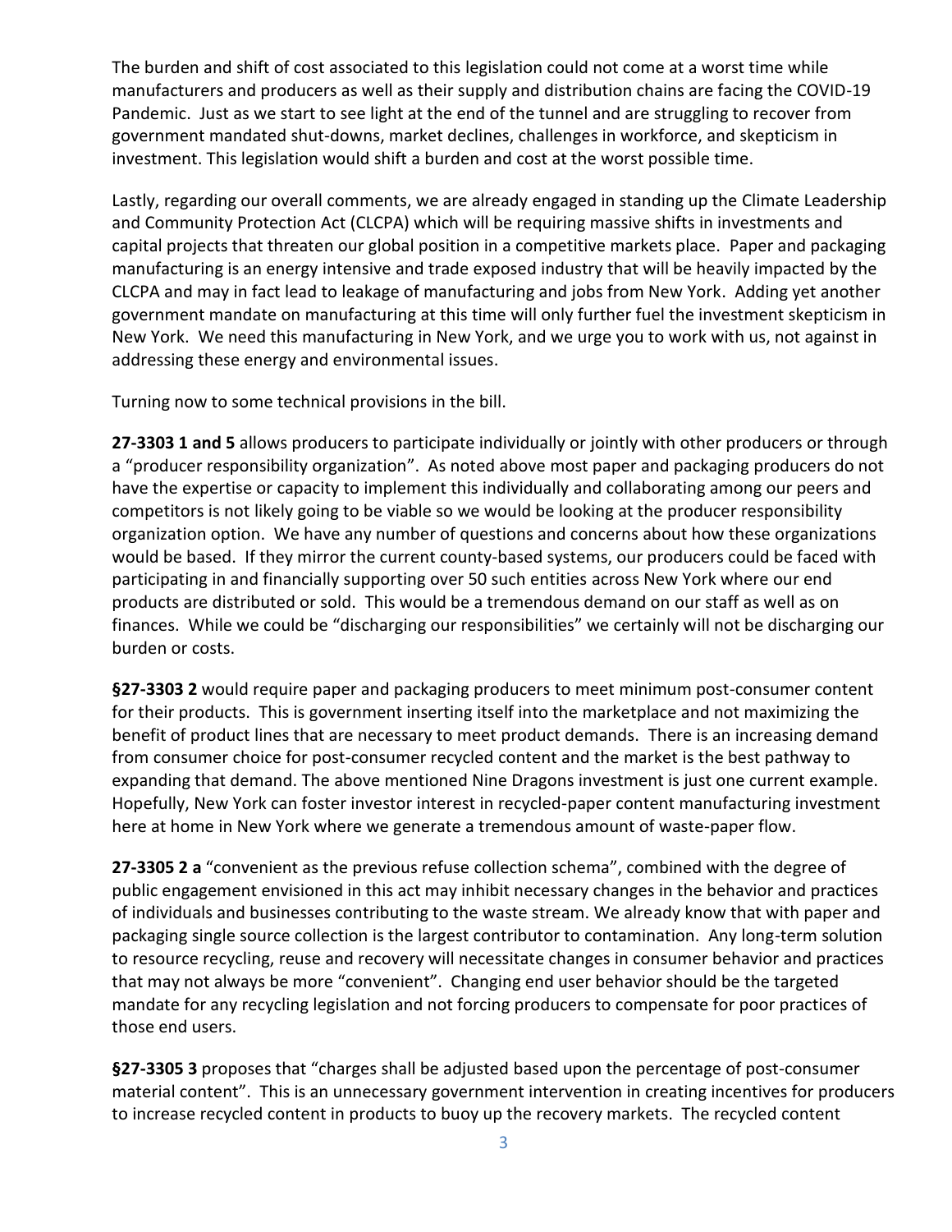The burden and shift of cost associated to this legislation could not come at a worst time while manufacturers and producers as well as their supply and distribution chains are facing the COVID-19 Pandemic. Just as we start to see light at the end of the tunnel and are struggling to recover from government mandated shut-downs, market declines, challenges in workforce, and skepticism in investment. This legislation would shift a burden and cost at the worst possible time.

Lastly, regarding our overall comments, we are already engaged in standing up the Climate Leadership and Community Protection Act (CLCPA) which will be requiring massive shifts in investments and capital projects that threaten our global position in a competitive markets place. Paper and packaging manufacturing is an energy intensive and trade exposed industry that will be heavily impacted by the CLCPA and may in fact lead to leakage of manufacturing and jobs from New York. Adding yet another government mandate on manufacturing at this time will only further fuel the investment skepticism in New York. We need this manufacturing in New York, and we urge you to work with us, not against in addressing these energy and environmental issues.

Turning now to some technical provisions in the bill.

**27-3303 1 and 5** allows producers to participate individually or jointly with other producers or through a "producer responsibility organization". As noted above most paper and packaging producers do not have the expertise or capacity to implement this individually and collaborating among our peers and competitors is not likely going to be viable so we would be looking at the producer responsibility organization option. We have any number of questions and concerns about how these organizations would be based. If they mirror the current county-based systems, our producers could be faced with participating in and financially supporting over 50 such entities across New York where our end products are distributed or sold. This would be a tremendous demand on our staff as well as on finances. While we could be "discharging our responsibilities" we certainly will not be discharging our burden or costs.

**§27-3303 2** would require paper and packaging producers to meet minimum post-consumer content for their products. This is government inserting itself into the marketplace and not maximizing the benefit of product lines that are necessary to meet product demands. There is an increasing demand from consumer choice for post-consumer recycled content and the market is the best pathway to expanding that demand. The above mentioned Nine Dragons investment is just one current example. Hopefully, New York can foster investor interest in recycled-paper content manufacturing investment here at home in New York where we generate a tremendous amount of waste-paper flow.

**27-3305 2 a** "convenient as the previous refuse collection schema", combined with the degree of public engagement envisioned in this act may inhibit necessary changes in the behavior and practices of individuals and businesses contributing to the waste stream. We already know that with paper and packaging single source collection is the largest contributor to contamination. Any long-term solution to resource recycling, reuse and recovery will necessitate changes in consumer behavior and practices that may not always be more "convenient". Changing end user behavior should be the targeted mandate for any recycling legislation and not forcing producers to compensate for poor practices of those end users.

**§27-3305 3** proposes that "charges shall be adjusted based upon the percentage of post-consumer material content". This is an unnecessary government intervention in creating incentives for producers to increase recycled content in products to buoy up the recovery markets. The recycled content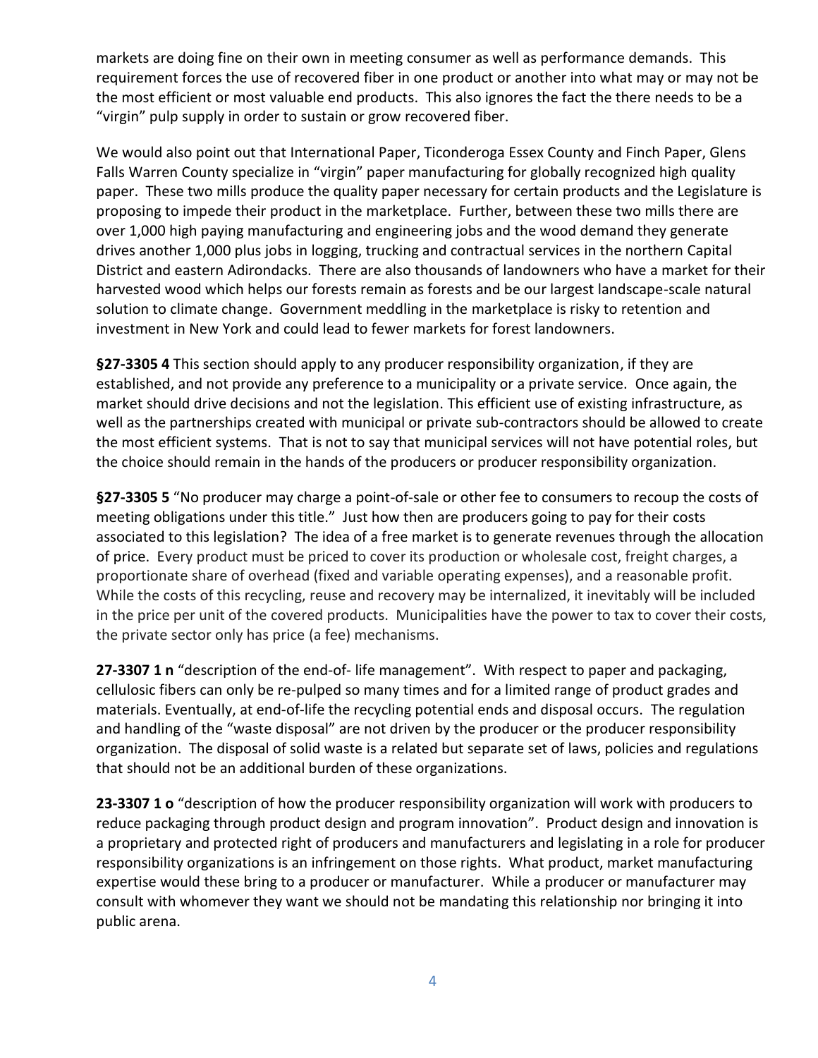markets are doing fine on their own in meeting consumer as well as performance demands. This requirement forces the use of recovered fiber in one product or another into what may or may not be the most efficient or most valuable end products. This also ignores the fact the there needs to be a "virgin" pulp supply in order to sustain or grow recovered fiber.

We would also point out that International Paper, Ticonderoga Essex County and Finch Paper, Glens Falls Warren County specialize in "virgin" paper manufacturing for globally recognized high quality paper. These two mills produce the quality paper necessary for certain products and the Legislature is proposing to impede their product in the marketplace. Further, between these two mills there are over 1,000 high paying manufacturing and engineering jobs and the wood demand they generate drives another 1,000 plus jobs in logging, trucking and contractual services in the northern Capital District and eastern Adirondacks. There are also thousands of landowners who have a market for their harvested wood which helps our forests remain as forests and be our largest landscape-scale natural solution to climate change. Government meddling in the marketplace is risky to retention and investment in New York and could lead to fewer markets for forest landowners.

**§27-3305 4** This section should apply to any producer responsibility organization, if they are established, and not provide any preference to a municipality or a private service. Once again, the market should drive decisions and not the legislation. This efficient use of existing infrastructure, as well as the partnerships created with municipal or private sub-contractors should be allowed to create the most efficient systems. That is not to say that municipal services will not have potential roles, but the choice should remain in the hands of the producers or producer responsibility organization.

**§27-3305 5** "No producer may charge a point-of-sale or other fee to consumers to recoup the costs of meeting obligations under this title." Just how then are producers going to pay for their costs associated to this legislation? The idea of a free market is to generate revenues through the allocation of price. Every product must be priced to cover its production or wholesale cost, freight charges, a proportionate share of overhead (fixed and variable operating expenses), and a reasonable profit. While the costs of this recycling, reuse and recovery may be internalized, it inevitably will be included in the price per unit of the covered products. Municipalities have the power to tax to cover their costs, the private sector only has price (a fee) mechanisms.

**27-3307 1 n** "description of the end-of- life management". With respect to paper and packaging, cellulosic fibers can only be re-pulped so many times and for a limited range of product grades and materials. Eventually, at end-of-life the recycling potential ends and disposal occurs. The regulation and handling of the "waste disposal" are not driven by the producer or the producer responsibility organization. The disposal of solid waste is a related but separate set of laws, policies and regulations that should not be an additional burden of these organizations.

**23-3307 1 o** "description of how the producer responsibility organization will work with producers to reduce packaging through product design and program innovation". Product design and innovation is a proprietary and protected right of producers and manufacturers and legislating in a role for producer responsibility organizations is an infringement on those rights. What product, market manufacturing expertise would these bring to a producer or manufacturer. While a producer or manufacturer may consult with whomever they want we should not be mandating this relationship nor bringing it into public arena.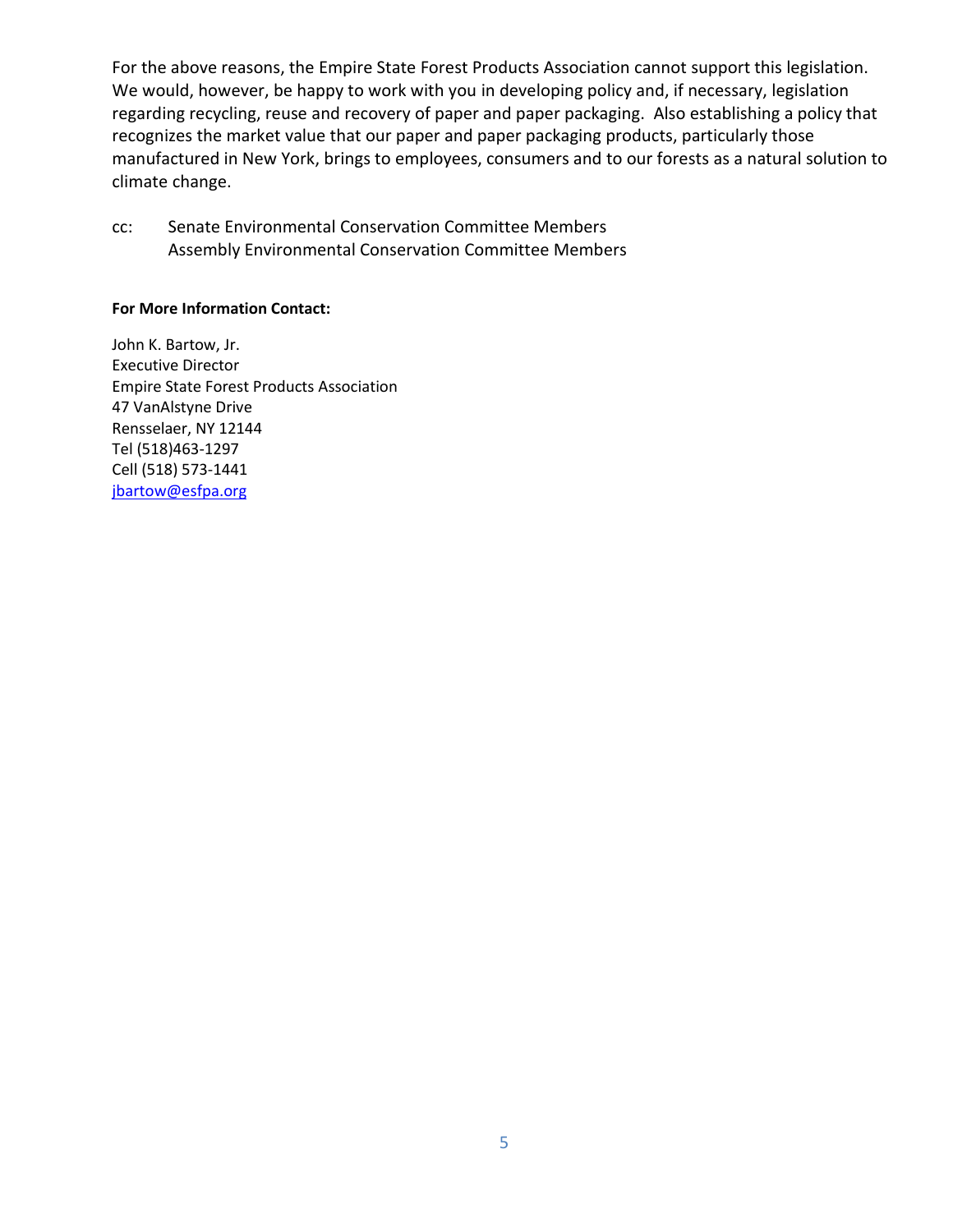For the above reasons, the Empire State Forest Products Association cannot support this legislation. We would, however, be happy to work with you in developing policy and, if necessary, legislation regarding recycling, reuse and recovery of paper and paper packaging. Also establishing a policy that recognizes the market value that our paper and paper packaging products, particularly those manufactured in New York, brings to employees, consumers and to our forests as a natural solution to climate change.

cc: Senate Environmental Conservation Committee Members
Assembly Environmental Conservation Committee Members

**For More Information Contact:**

John K. Bartow, Jr.
Executive Director
Empire State Forest Products Association
47 VanAlstyne Drive
Rensselaer, NY 12144
Tel (518)463-1297
Cell (518) 573-1441
jbartow@esfpa.org